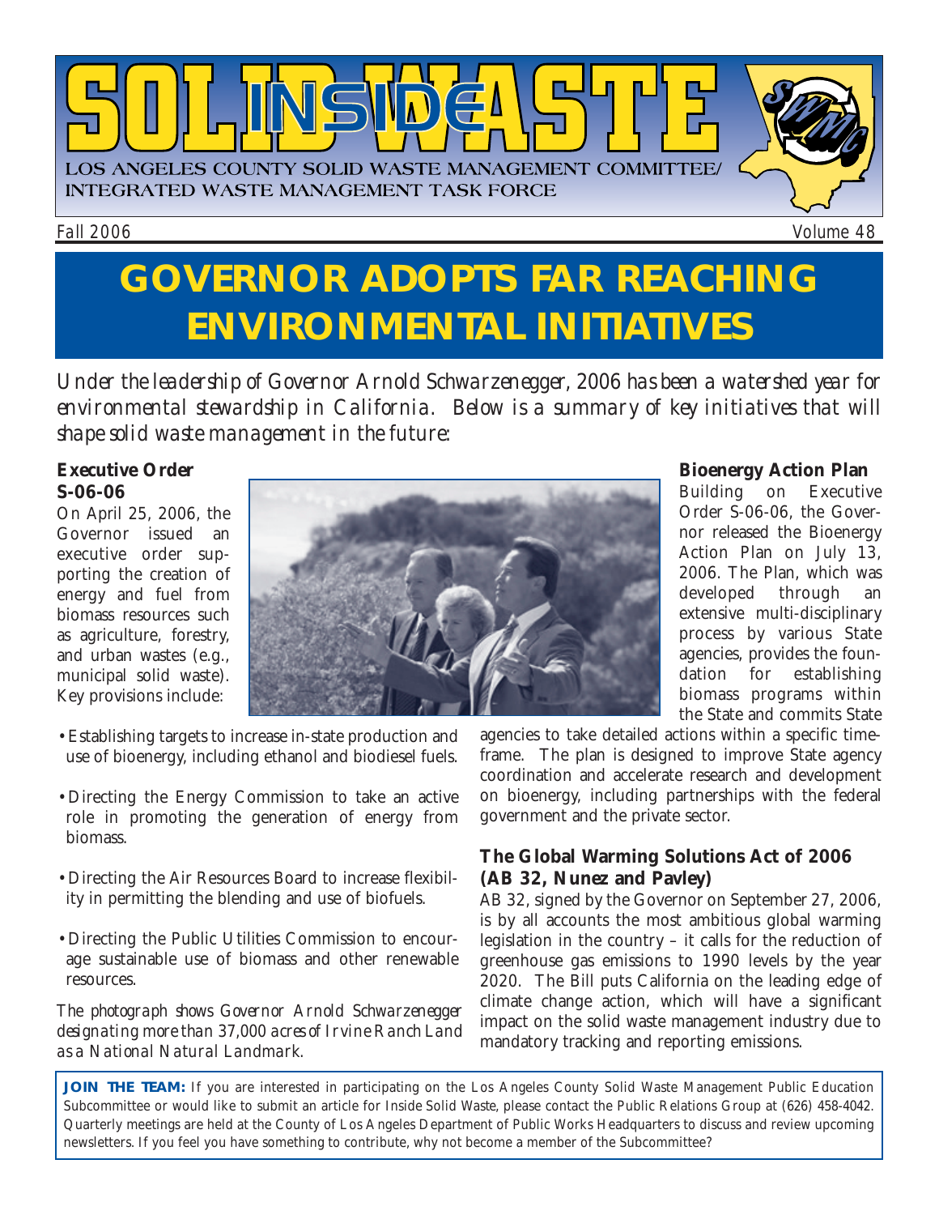# INSIDE SOLID WASTE

LOS ANGELES COUNTY SOLID WASTE MANAGEMENT COMMITTEE/
INTEGRATED WASTE MANAGEMENT TASK FORCE

*Fall 2006* — *Volume 48*

# GOVERNOR ADOPTS FAR REACHING ENVIRONMENTAL INITIATIVES

*Under the leadership of Governor Arnold Schwarzenegger, 2006 has been a watershed year for environmental stewardship in California. Below is a summary of key initiatives that will shape solid waste management in the future:*

### Executive Order S-06-06

On April 25, 2006, the Governor issued an executive order supporting the creation of energy and fuel from biomass resources such as agriculture, forestry, and urban wastes (e.g., municipal solid waste). Key provisions include:

- Establishing targets to increase in-state production and use of bioenergy, including ethanol and biodiesel fuels.
- Directing the Energy Commission to take an active role in promoting the generation of energy from biomass.
- Directing the Air Resources Board to increase flexibility in permitting the blending and use of biofuels.
- Directing the Public Utilities Commission to encourage sustainable use of biomass and other renewable resources.

*The photograph shows Governor Arnold Schwarzenegger designating more than 37,000 acres of Irvine Ranch Land as a National Natural Landmark.*

### Bioenergy Action Plan

Building on Executive Order S-06-06, the Governor released the Bioenergy Action Plan on July 13, 2006. The Plan, which was developed through an extensive multi-disciplinary process by various State agencies, provides the foundation for establishing biomass programs within the State and commits State agencies to take detailed actions within a specific timeframe. The plan is designed to improve State agency coordination and accelerate research and development on bioenergy, including partnerships with the federal government and the private sector.

### The Global Warming Solutions Act of 2006 (AB 32, Nunez and Pavley)

AB 32, signed by the Governor on September 27, 2006, is by all accounts the most ambitious global warming legislation in the country – it calls for the reduction of greenhouse gas emissions to 1990 levels by the year 2020. The Bill puts California on the leading edge of climate change action, which will have a significant impact on the solid waste management industry due to mandatory tracking and reporting emissions.

**JOIN THE TEAM:** If you are interested in participating on the Los Angeles County Solid Waste Management Public Education Subcommittee or would like to submit an article for Inside Solid Waste, please contact the Public Relations Group at (626) 458-4042. Quarterly meetings are held at the County of Los Angeles Department of Public Works Headquarters to discuss and review upcoming newsletters. If you feel you have something to contribute, why not become a member of the Subcommittee?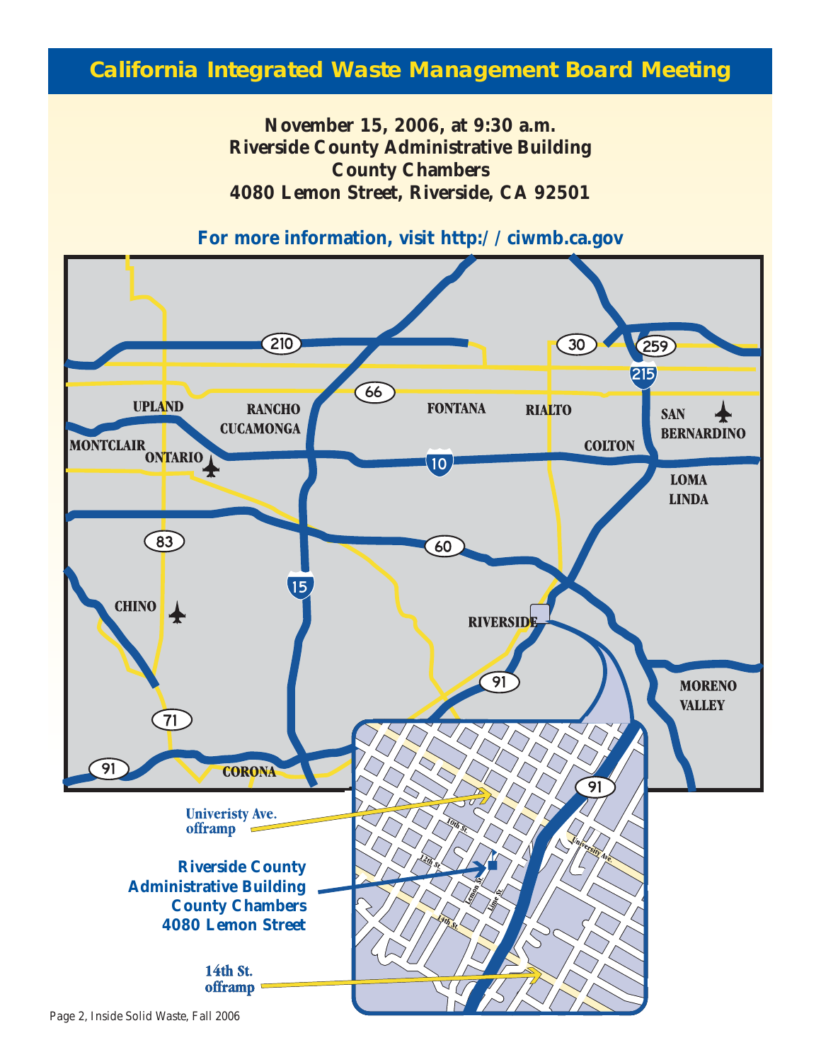# California Integrated Waste Management Board Meeting

**November 15, 2006, at 9:30 a.m.**
**Riverside County Administrative Building**
**County Chambers**
**4080 Lemon Street, Riverside, CA 92501**

**For more information, visit http://ciwmb.ca.gov**

Univeristy Ave. offramp

**Riverside County Administrative Building County Chambers 4080 Lemon Street**

14th St. offramp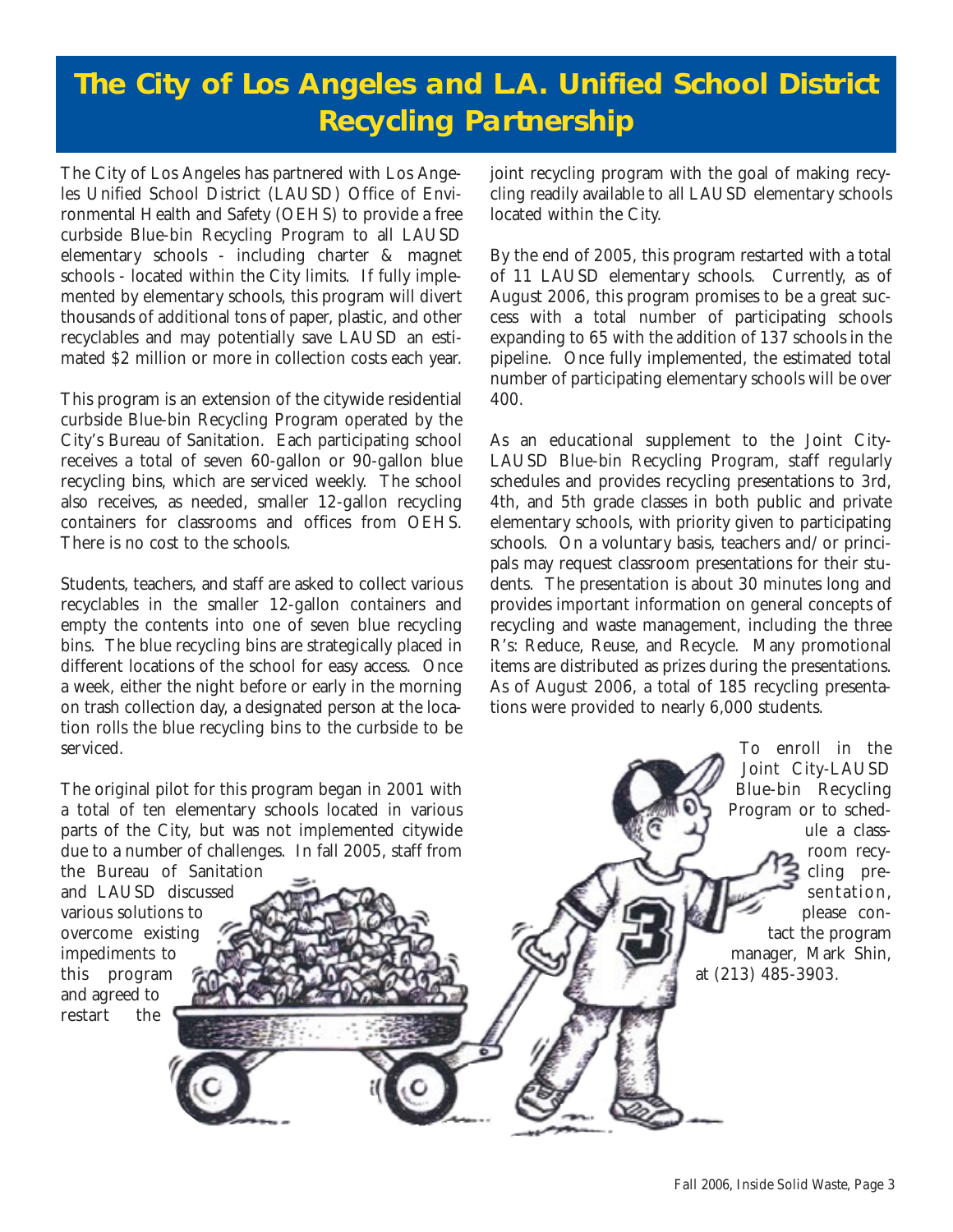# The City of Los Angeles and L.A. Unified School District Recycling Partnership

The City of Los Angeles has partnered with Los Angeles Unified School District (LAUSD) Office of Environmental Health and Safety (OEHS) to provide a free curbside Blue-bin Recycling Program to all LAUSD elementary schools - including charter & magnet schools - located within the City limits. If fully implemented by elementary schools, this program will divert thousands of additional tons of paper, plastic, and other recyclables and may potentially save LAUSD an estimated $2 million or more in collection costs each year.

This program is an extension of the citywide residential curbside Blue-bin Recycling Program operated by the City's Bureau of Sanitation. Each participating school receives a total of seven 60-gallon or 90-gallon blue recycling bins, which are serviced weekly. The school also receives, as needed, smaller 12-gallon recycling containers for classrooms and offices from OEHS. There is no cost to the schools.

Students, teachers, and staff are asked to collect various recyclables in the smaller 12-gallon containers and empty the contents into one of seven blue recycling bins. The blue recycling bins are strategically placed in different locations of the school for easy access. Once a week, either the night before or early in the morning on trash collection day, a designated person at the location rolls the blue recycling bins to the curbside to be serviced.

The original pilot for this program began in 2001 with a total of ten elementary schools located in various parts of the City, but was not implemented citywide due to a number of challenges. In fall 2005, staff from the Bureau of Sanitation and LAUSD discussed various solutions to overcome existing impediments to this program and agreed to restart the joint recycling program with the goal of making recycling readily available to all LAUSD elementary schools located within the City.

By the end of 2005, this program restarted with a total of 11 LAUSD elementary schools. Currently, as of August 2006, this program promises to be a great success with a total number of participating schools expanding to 65 with the addition of 137 schools in the pipeline. Once fully implemented, the estimated total number of participating elementary schools will be over 400.

As an educational supplement to the Joint City-LAUSD Blue-bin Recycling Program, staff regularly schedules and provides recycling presentations to 3rd, 4th, and 5th grade classes in both public and private elementary schools, with priority given to participating schools. On a voluntary basis, teachers and/or principals may request classroom presentations for their students. The presentation is about 30 minutes long and provides important information on general concepts of recycling and waste management, including the three R's: Reduce, Reuse, and Recycle. Many promotional items are distributed as prizes during the presentations. As of August 2006, a total of 185 recycling presentations were provided to nearly 6,000 students.

To enroll in the Joint City-LAUSD Blue-bin Recycling Program or to schedule a classroom recycling presentation, please contact the program manager, Mark Shin, at (213) 485-3903.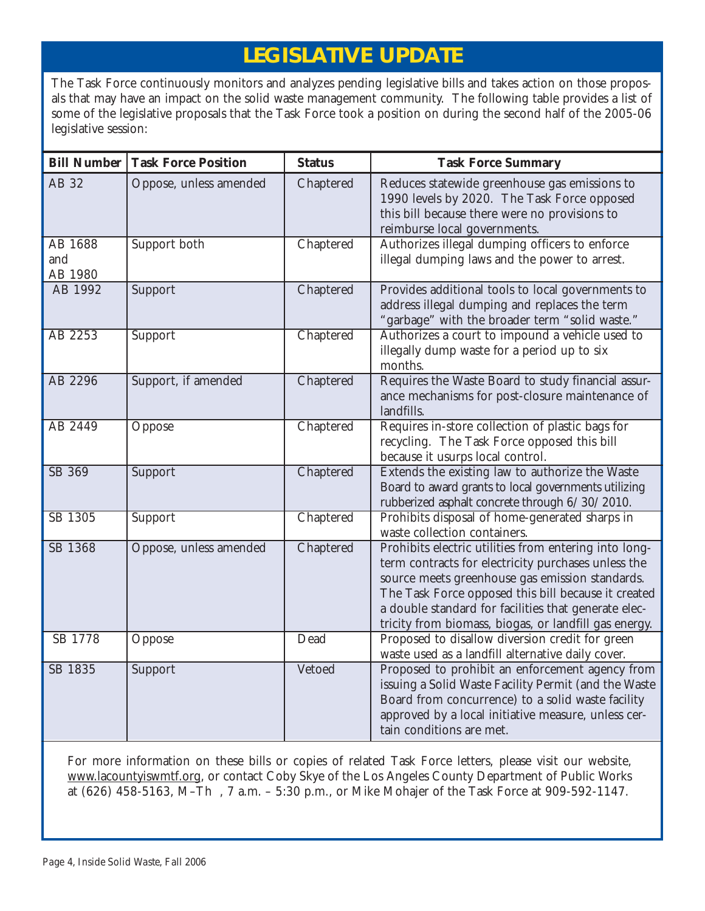# LEGISLATIVE UPDATE

The Task Force continuously monitors and analyzes pending legislative bills and takes action on those proposals that may have an impact on the solid waste management community. The following table provides a list of some of the legislative proposals that the Task Force took a position on during the second half of the 2005-06 legislative session:

| Bill Number | Task Force Position | Status | Task Force Summary |
|---|---|---|---|
| AB 32 | Oppose, unless amended | Chaptered | Reduces statewide greenhouse gas emissions to 1990 levels by 2020. The Task Force opposed this bill because there were no provisions to reimburse local governments. |
| AB 1688 and AB 1980 | Support both | Chaptered | Authorizes illegal dumping officers to enforce illegal dumping laws and the power to arrest. |
| AB 1992 | Support | Chaptered | Provides additional tools to local governments to address illegal dumping and replaces the term "garbage" with the broader term "solid waste." |
| AB 2253 | Support | Chaptered | Authorizes a court to impound a vehicle used to illegally dump waste for a period up to six months. |
| AB 2296 | Support, if amended | Chaptered | Requires the Waste Board to study financial assurance mechanisms for post-closure maintenance of landfills. |
| AB 2449 | Oppose | Chaptered | Requires in-store collection of plastic bags for recycling. The Task Force opposed this bill because it usurps local control. |
| SB 369 | Support | Chaptered | Extends the existing law to authorize the Waste Board to award grants to local governments utilizing rubberized asphalt concrete through 6/30/2010. |
| SB 1305 | Support | Chaptered | Prohibits disposal of home-generated sharps in waste collection containers. |
| SB 1368 | Oppose, unless amended | Chaptered | Prohibits electric utilities from entering into long-term contracts for electricity purchases unless the source meets greenhouse gas emission standards. The Task Force opposed this bill because it created a double standard for facilities that generate electricity from biomass, biogas, or landfill gas energy. |
| SB 1778 | Oppose | Dead | Proposed to disallow diversion credit for green waste used as a landfill alternative daily cover. |
| SB 1835 | Support | Vetoed | Proposed to prohibit an enforcement agency from issuing a Solid Waste Facility Permit (and the Waste Board from concurrence) to a solid waste facility approved by a local initiative measure, unless certain conditions are met. |

For more information on these bills or copies of related Task Force letters, please visit our website, www.lacountyiswmtf.org, or contact Coby Skye of the Los Angeles County Department of Public Works at (626) 458-5163, M–Th , 7 a.m. – 5:30 p.m., or Mike Mohajer of the Task Force at 909-592-1147.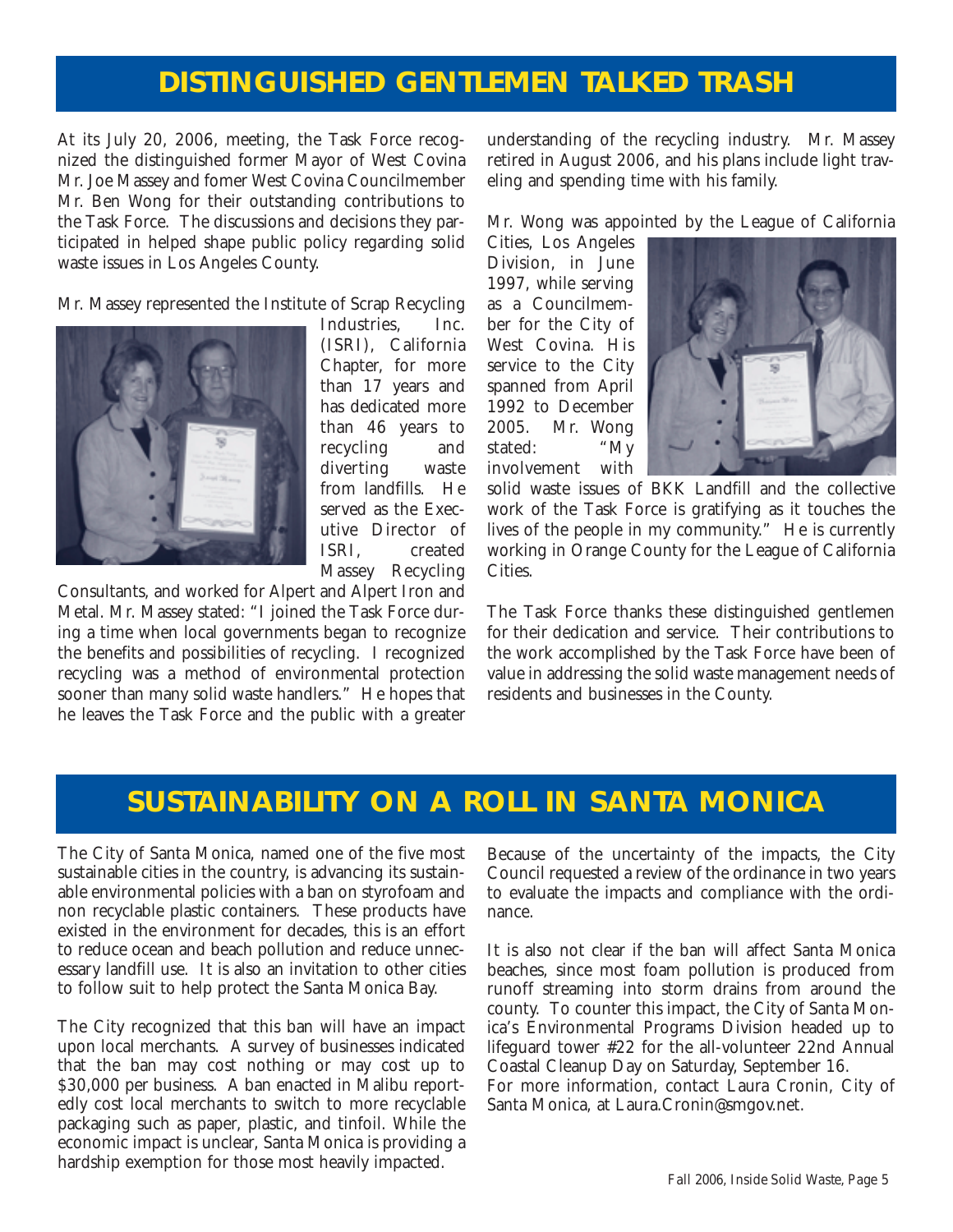# DISTINGUISHED GENTLEMEN TALKED TRASH

At its July 20, 2006, meeting, the Task Force recognized the distinguished former Mayor of West Covina Mr. Joe Massey and fomer West Covina Councilmember Mr. Ben Wong for their outstanding contributions to the Task Force. The discussions and decisions they participated in helped shape public policy regarding solid waste issues in Los Angeles County.

Mr. Massey represented the Institute of Scrap Recycling Industries, Inc. (ISRI), California Chapter, for more than 17 years and has dedicated more than 46 years to recycling and diverting waste from landfills. He served as the Executive Director of ISRI, created Massey Recycling Consultants, and worked for Alpert and Alpert Iron and Metal. Mr. Massey stated: "I joined the Task Force during a time when local governments began to recognize the benefits and possibilities of recycling. I recognized recycling was a method of environmental protection sooner than many solid waste handlers." He hopes that he leaves the Task Force and the public with a greater understanding of the recycling industry. Mr. Massey retired in August 2006, and his plans include light traveling and spending time with his family.

Mr. Wong was appointed by the League of California Cities, Los Angeles Division, in June 1997, while serving as a Councilmember for the City of West Covina. His service to the City spanned from April 1992 to December 2005. Mr. Wong stated: "My involvement with solid waste issues of BKK Landfill and the collective work of the Task Force is gratifying as it touches the lives of the people in my community." He is currently working in Orange County for the League of California Cities.

The Task Force thanks these distinguished gentlemen for their dedication and service. Their contributions to the work accomplished by the Task Force have been of value in addressing the solid waste management needs of residents and businesses in the County.

# SUSTAINABILITY ON A ROLL IN SANTA MONICA

The City of Santa Monica, named one of the five most sustainable cities in the country, is advancing its sustainable environmental policies with a ban on styrofoam and non recyclable plastic containers. These products have existed in the environment for decades, this is an effort to reduce ocean and beach pollution and reduce unnecessary landfill use. It is also an invitation to other cities to follow suit to help protect the Santa Monica Bay.

The City recognized that this ban will have an impact upon local merchants. A survey of businesses indicated that the ban may cost nothing or may cost up to $30,000 per business. A ban enacted in Malibu reportedly cost local merchants to switch to more recyclable packaging such as paper, plastic, and tinfoil. While the economic impact is unclear, Santa Monica is providing a hardship exemption for those most heavily impacted.

Because of the uncertainty of the impacts, the City Council requested a review of the ordinance in two years to evaluate the impacts and compliance with the ordinance.

It is also not clear if the ban will affect Santa Monica beaches, since most foam pollution is produced from runoff streaming into storm drains from around the county. To counter this impact, the City of Santa Monica's Environmental Programs Division headed up to lifeguard tower #22 for the all-volunteer 22nd Annual Coastal Cleanup Day on Saturday, September 16.

For more information, contact Laura Cronin, City of Santa Monica, at Laura.Cronin@smgov.net.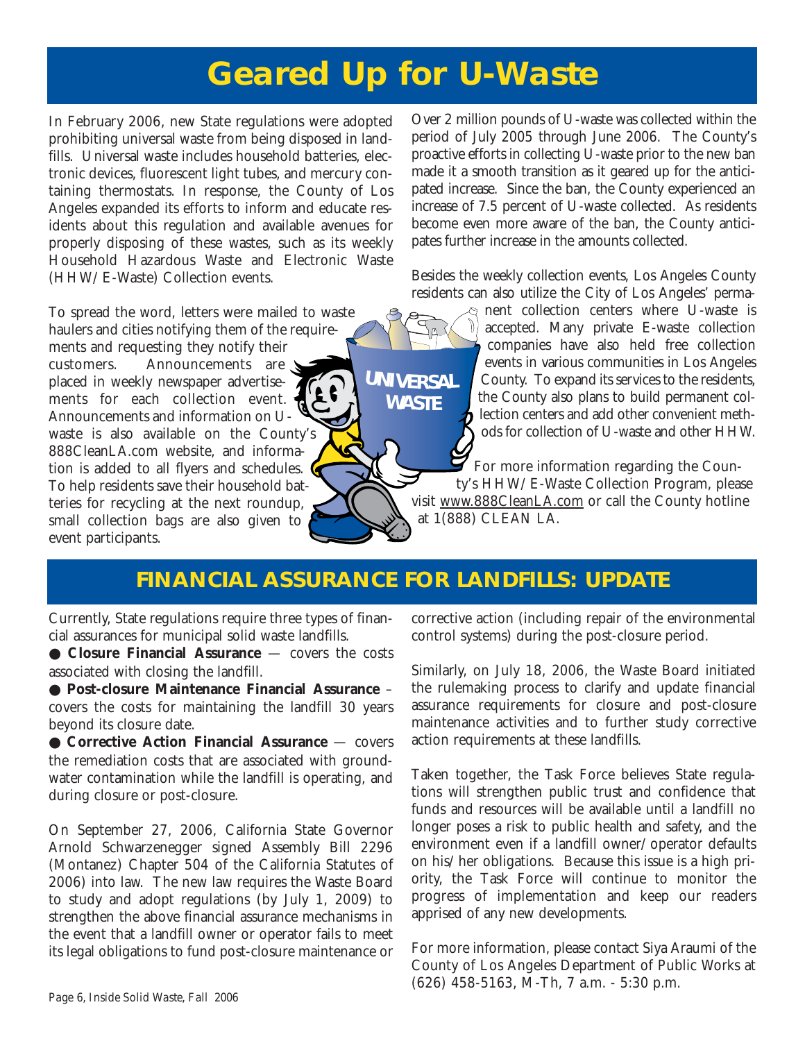# Geared Up for U-Waste

In February 2006, new State regulations were adopted prohibiting universal waste from being disposed in landfills. Universal waste includes household batteries, electronic devices, fluorescent light tubes, and mercury containing thermostats. In response, the County of Los Angeles expanded its efforts to inform and educate residents about this regulation and available avenues for properly disposing of these wastes, such as its weekly Household Hazardous Waste and Electronic Waste (HHW/E-Waste) Collection events.

To spread the word, letters were mailed to waste haulers and cities notifying them of the requirements and requesting they notify their customers. Announcements are placed in weekly newspaper advertisements for each collection event. Announcements and information on U-waste is also available on the County's 888CleanLA.com website, and information is added to all flyers and schedules. To help residents save their household batteries for recycling at the next roundup, small collection bags are also given to event participants.

Over 2 million pounds of U-waste was collected within the period of July 2005 through June 2006. The County's proactive efforts in collecting U-waste prior to the new ban made it a smooth transition as it geared up for the anticipated increase. Since the ban, the County experienced an increase of 7.5 percent of U-waste collected. As residents become even more aware of the ban, the County anticipates further increase in the amounts collected.

Besides the weekly collection events, Los Angeles County residents can also utilize the City of Los Angeles' permanent collection centers where U-waste is accepted. Many private E-waste collection companies have also held free collection events in various communities in Los Angeles County. To expand its services to the residents, the County also plans to build permanent collection centers and add other convenient methods for collection of U-waste and other HHW.

For more information regarding the County's HHW/E-Waste Collection Program, please visit www.888CleanLA.com or call the County hotline at 1(888) CLEAN LA.

## FINANCIAL ASSURANCE FOR LANDFILLS: UPDATE

Currently, State regulations require three types of financial assurances for municipal solid waste landfills.

- **Closure Financial Assurance** — covers the costs associated with closing the landfill.
- **Post-closure Maintenance Financial Assurance** – covers the costs for maintaining the landfill 30 years beyond its closure date.
- **Corrective Action Financial Assurance** — covers the remediation costs that are associated with groundwater contamination while the landfill is operating, and during closure or post-closure.

On September 27, 2006, California State Governor Arnold Schwarzenegger signed Assembly Bill 2296 (Montanez) Chapter 504 of the California Statutes of 2006) into law. The new law requires the Waste Board to study and adopt regulations (by July 1, 2009) to strengthen the above financial assurance mechanisms in the event that a landfill owner or operator fails to meet its legal obligations to fund post-closure maintenance or corrective action (including repair of the environmental control systems) during the post-closure period.

Similarly, on July 18, 2006, the Waste Board initiated the rulemaking process to clarify and update financial assurance requirements for closure and post-closure maintenance activities and to further study corrective action requirements at these landfills.

Taken together, the Task Force believes State regulations will strengthen public trust and confidence that funds and resources will be available until a landfill no longer poses a risk to public health and safety, and the environment even if a landfill owner/operator defaults on his/her obligations. Because this issue is a high priority, the Task Force will continue to monitor the progress of implementation and keep our readers apprised of any new developments.

For more information, please contact Siya Araumi of the County of Los Angeles Department of Public Works at (626) 458-5163, M-Th, 7 a.m. - 5:30 p.m.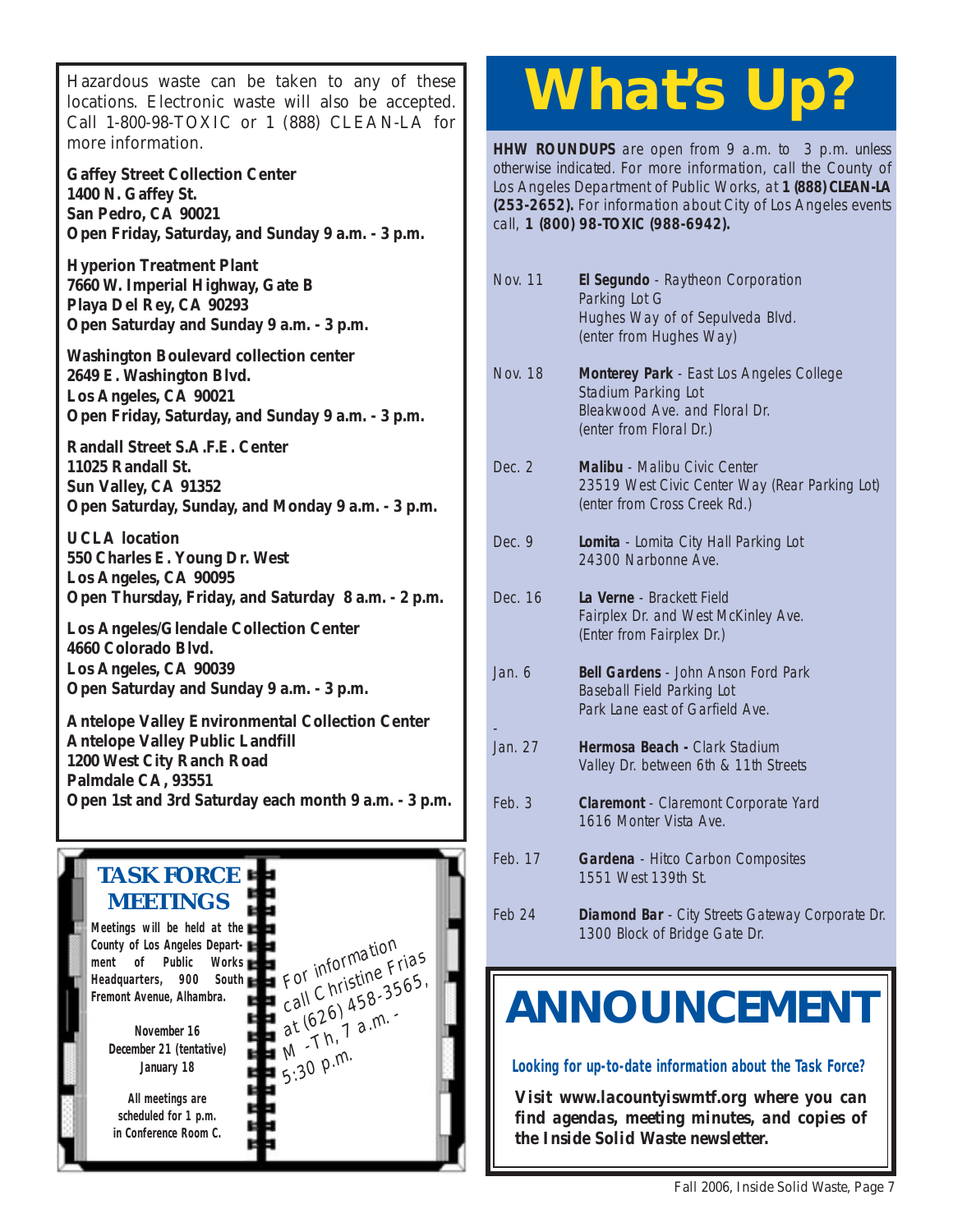Hazardous waste can be taken to any of these locations. Electronic waste will also be accepted. Call 1-800-98-TOXIC or 1 (888) CLEAN-LA for more information.

**Gaffey Street Collection Center**
**1400 N. Gaffey St.**
**San Pedro, CA 90021**
**Open Friday, Saturday, and Sunday 9 a.m. - 3 p.m.**

**Hyperion Treatment Plant**
**7660 W. Imperial Highway, Gate B**
**Playa Del Rey, CA 90293**
**Open Saturday and Sunday 9 a.m. - 3 p.m.**

**Washington Boulevard collection center**
**2649 E. Washington Blvd.**
**Los Angeles, CA 90021**
**Open Friday, Saturday, and Sunday 9 a.m. - 3 p.m.**

**Randall Street S.A.F.E. Center**
**11025 Randall St.**
**Sun Valley, CA 91352**
**Open Saturday, Sunday, and Monday 9 a.m. - 3 p.m.**

**UCLA location**
**550 Charles E. Young Dr. West**
**Los Angeles, CA 90095**
**Open Thursday, Friday, and Saturday 8 a.m. - 2 p.m.**

**Los Angeles/Glendale Collection Center**
**4660 Colorado Blvd.**
**Los Angeles, CA 90039**
**Open Saturday and Sunday 9 a.m. - 3 p.m.**

**Antelope Valley Environmental Collection Center**
**Antelope Valley Public Landfill**
**1200 West City Ranch Road**
**Palmdale CA, 93551**
**Open 1st and 3rd Saturday each month 9 a.m. - 3 p.m.**

## TASK FORCE MEETINGS

**Meetings will be held at the County of Los Angeles Department of Public Works Headquarters, 900 South Fremont Avenue, Alhambra.**

**November 16**
**December 21 (tentative)**
**January 18**

**All meetings are scheduled for 1 p.m. in Conference Room C.**

For information call Christine Frias at (626) 458-3565, M -Th, 7 a.m. - 5:30 p.m.

# What's Up?

**HHW ROUNDUPS** are open from 9 a.m. to 3 p.m. unless otherwise indicated. For more information, call the County of Los Angeles Department of Public Works, at **1 (888) CLEAN-LA (253-2652).** For information about City of Los Angeles events call, **1 (800) 98-TOXIC (988-6942).**

| Date | Location |
|---|---|
| Nov. 11 | **El Segundo** - Raytheon Corporation Parking Lot G, Hughes Way of of Sepulveda Blvd. (enter from Hughes Way) |
| Nov. 18 | **Monterey Park** - East Los Angeles College Stadium Parking Lot, Bleakwood Ave. and Floral Dr. (enter from Floral Dr.) |
| Dec. 2 | **Malibu** - Malibu Civic Center, 23519 West Civic Center Way (Rear Parking Lot) (enter from Cross Creek Rd.) |
| Dec. 9 | **Lomita** - Lomita City Hall Parking Lot, 24300 Narbonne Ave. |
| Dec. 16 | **La Verne** - Brackett Field, Fairplex Dr. and West McKinley Ave. (Enter from Fairplex Dr.) |
| Jan. 6 | **Bell Gardens** - John Anson Ford Park, Baseball Field Parking Lot, Park Lane east of Garfield Ave. |
| Jan. 27 | **Hermosa Beach -** Clark Stadium, Valley Dr. between 6th & 11th Streets |
| Feb. 3 | **Claremont** - Claremont Corporate Yard, 1616 Monter Vista Ave. |
| Feb. 17 | **Gardena** - Hitco Carbon Composites, 1551 West 139th St. |
| Feb 24 | **Diamond Bar** - City Streets Gateway Corporate Dr. 1300 Block of Bridge Gate Dr. |

# ANNOUNCEMENT

**Looking for up-to-date information about the Task Force?**

***Visit www.lacountyiswmtf.org where you can find agendas, meeting minutes, and copies of the Inside Solid Waste newsletter.***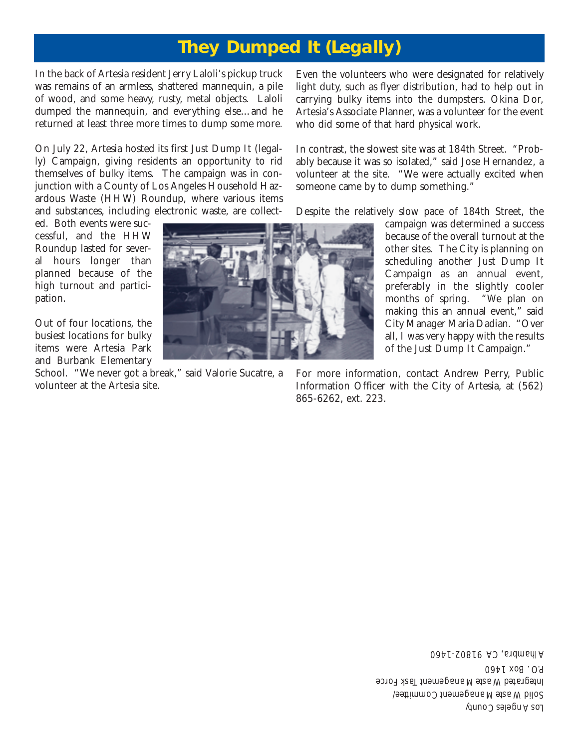# They Dumped It (Legally)

In the back of Artesia resident Jerry Laloli's pickup truck was remains of an armless, shattered mannequin, a pile of wood, and some heavy, rusty, metal objects. Laloli dumped the mannequin, and everything else…and he returned at least three more times to dump some more.

On July 22, Artesia hosted its first Just Dump It (legally) Campaign, giving residents an opportunity to rid themselves of bulky items. The campaign was in conjunction with a County of Los Angeles Household Hazardous Waste (HHW) Roundup, where various items and substances, including electronic waste, are collected. Both events were successful, and the HHW Roundup lasted for several hours longer than planned because of the high turnout and participation.

Out of four locations, the busiest locations for bulky items were Artesia Park and Burbank Elementary School. "We never got a break," said Valorie Sucatre, a volunteer at the Artesia site.

Even the volunteers who were designated for relatively light duty, such as flyer distribution, had to help out in carrying bulky items into the dumpsters. Okina Dor, Artesia's Associate Planner, was a volunteer for the event who did some of that hard physical work.

In contrast, the slowest site was at 184th Street. "Probably because it was so isolated," said Jose Hernandez, a volunteer at the site. "We were actually excited when someone came by to dump something."

Despite the relatively slow pace of 184th Street, the campaign was determined a success because of the overall turnout at the other sites. The City is planning on scheduling another Just Dump It Campaign as an annual event, preferably in the slightly cooler months of spring. "We plan on making this an annual event," said City Manager Maria Dadian. "Over all, I was very happy with the results of the Just Dump It Campaign."

For more information, contact Andrew Perry, Public Information Officer with the City of Artesia, at (562) 865-6262, ext. 223.

Los Angeles County
Solid Waste Management Committee/
Integrated Waste Management Task Force
P.O. Box 1460
Alhambra, CA 91802-1460